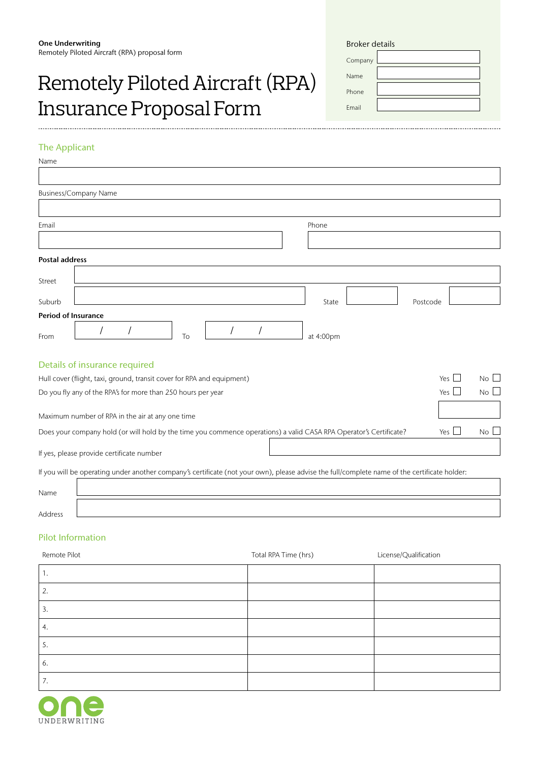**One Underwriting**
Remotely Piloted Aircraft (RPA) proposal form

# Remotely Piloted Aircraft (RPA) Insurance Proposal Form

**Broker details**

| | |
|---|---|
| Company | |
| Name | |
| Phone | |
| Email | |

## The Applicant

Name

Business/Company Name

Email

Phone

**Postal address**

Street

Suburb State Postcode

**Period of Insurance**

From / / To / / at 4:00pm

## Details of insurance required

Hull cover (flight, taxi, ground, transit cover for RPA and equipment) Yes ☐ No ☐

Do you fly any of the RPA's for more than 250 hours per year Yes ☐ No ☐

Maximum number of RPA in the air at any one time

Does your company hold (or will hold by the time you commence operations) a valid CASA RPA Operator's Certificate? Yes ☐ No ☐

If yes, please provide certificate number

If you will be operating under another company's certificate (not your own), please advise the full/complete name of the certificate holder:

Name

Address

## Pilot Information

| Remote Pilot | Total RPA Time (hrs) | License/Qualification |
|---|---|---|
| 1. | | |
| 2. | | |
| 3. | | |
| 4. | | |
| 5. | | |
| 6. | | |
| 7. | | |

one UNDERWRITING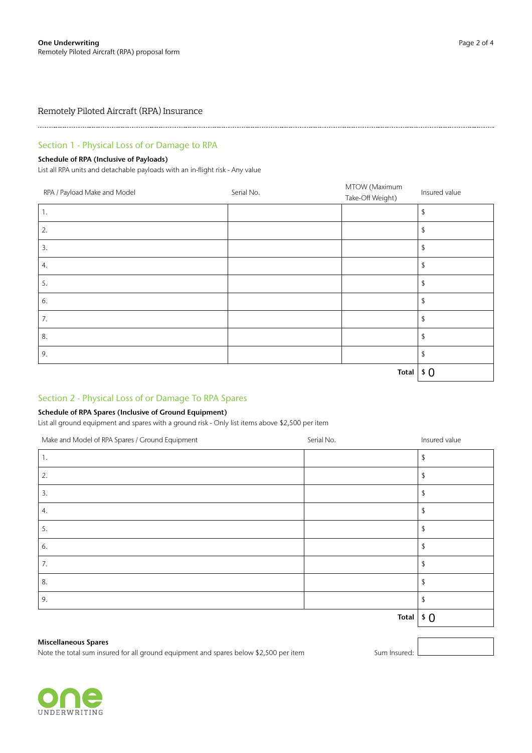## Remotely Piloted Aircraft (RPA) Insurance

### Section 1 - Physical Loss of or Damage to RPA

**Schedule of RPA (Inclusive of Payloads)**

List all RPA units and detachable payloads with an in-flight risk - Any value

| RPA / Payload Make and Model | Serial No. | MTOW (Maximum Take-Off Weight) | Insured value |
|---|---|---|---|
| 1. | | | $ |
| 2. | | | $ |
| 3. | | | $ |
| 4. | | | $ |
| 5. | | | $ |
| 6. | | | $ |
| 7. | | | $ |
| 8. | | | $ |
| 9. | | | $ |
| | | **Total** | $ 0 |

### Section 2 - Physical Loss of or Damage To RPA Spares

**Schedule of RPA Spares (Inclusive of Ground Equipment)**

List all ground equipment and spares with a ground risk - Only list items above $2,500 per item

| Make and Model of RPA Spares / Ground Equipment | Serial No. | Insured value |
|---|---|---|
| 1. | | $ |
| 2. | | $ |
| 3. | | $ |
| 4. | | $ |
| 5. | | $ |
| 6. | | $ |
| 7. | | $ |
| 8. | | $ |
| 9. | | $ |
| | **Total** | $ 0 |

**Miscellaneous Spares**

Note the total sum insured for all ground equipment and spares below $2,500 per item

Sum Insured: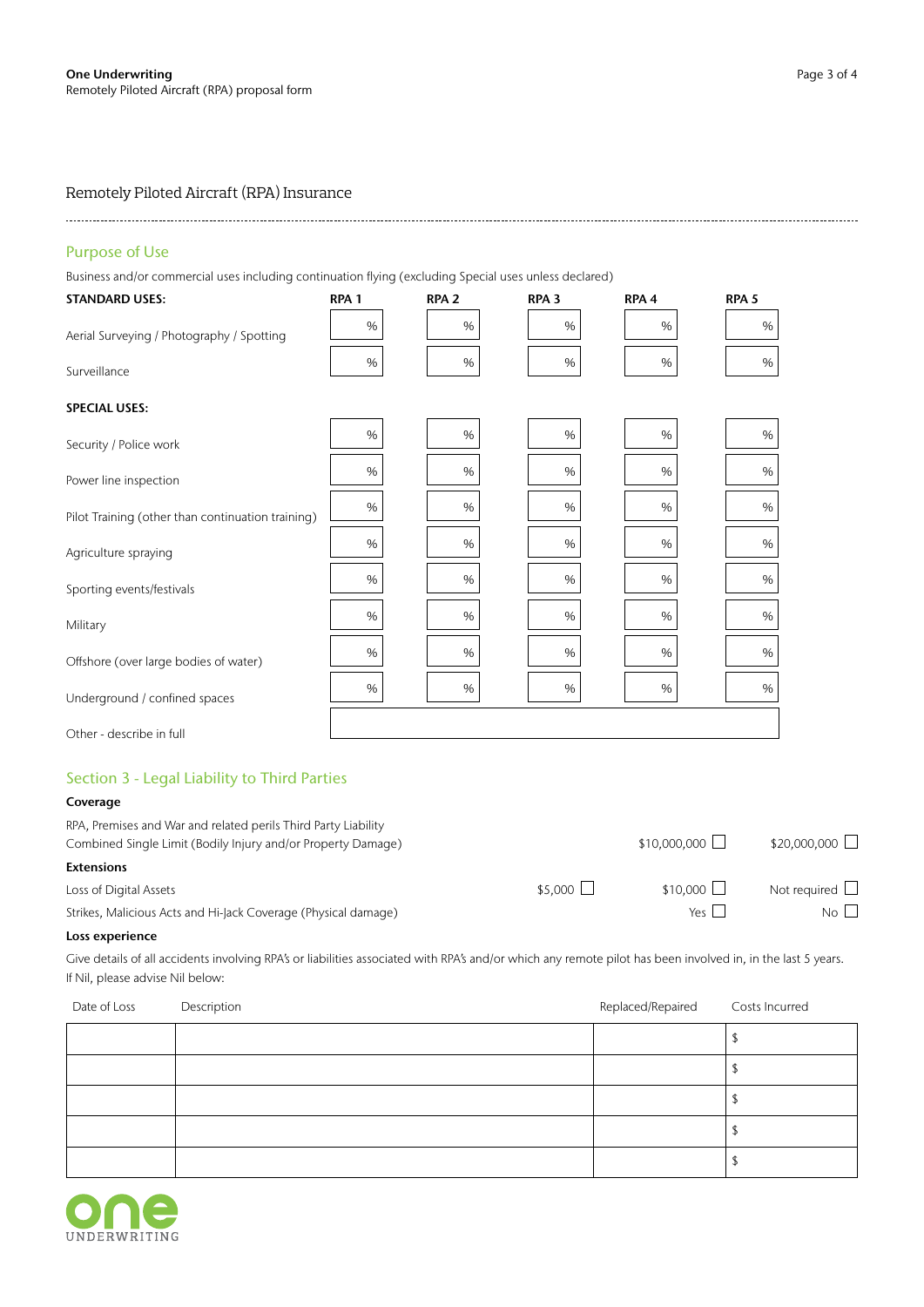## Remotely Piloted Aircraft (RPA) Insurance

### Purpose of Use

Business and/or commercial uses including continuation flying (excluding Special uses unless declared)

| **STANDARD USES:** | **RPA 1** | **RPA 2** | **RPA 3** | **RPA 4** | **RPA 5** |
|---|---|---|---|---|---|
| Aerial Surveying / Photography / Spotting | % | % | % | % | % |
| Surveillance | % | % | % | % | % |
| **SPECIAL USES:** | | | | | |
| Security / Police work | % | % | % | % | % |
| Power line inspection | % | % | % | % | % |
| Pilot Training (other than continuation training) | % | % | % | % | % |
| Agriculture spraying | % | % | % | % | % |
| Sporting events/festivals | % | % | % | % | % |
| Military | % | % | % | % | % |
| Offshore (over large bodies of water) | % | % | % | % | % |
| Underground / confined spaces | % | % | % | % | % |
| Other - describe in full | | | | | |

### Section 3 - Legal Liability to Third Parties

**Coverage**

RPA, Premises and War and related perils Third Party Liability
Combined Single Limit (Bodily Injury and/or Property Damage) — $10,000,000 ☐ $20,000,000 ☐

**Extensions**

Loss of Digital Assets — $5,000 ☐ $10,000 ☐ Not required ☐

Strikes, Malicious Acts and Hi-Jack Coverage (Physical damage) — Yes ☐ No ☐

**Loss experience**

Give details of all accidents involving RPA's or liabilities associated with RPA's and/or which any remote pilot has been involved in, in the last 5 years. If Nil, please advise Nil below:

| Date of Loss | Description | Replaced/Repaired | Costs Incurred |
|---|---|---|---|
| | | | $ |
| | | | $ |
| | | | $ |
| | | | $ |
| | | | $ |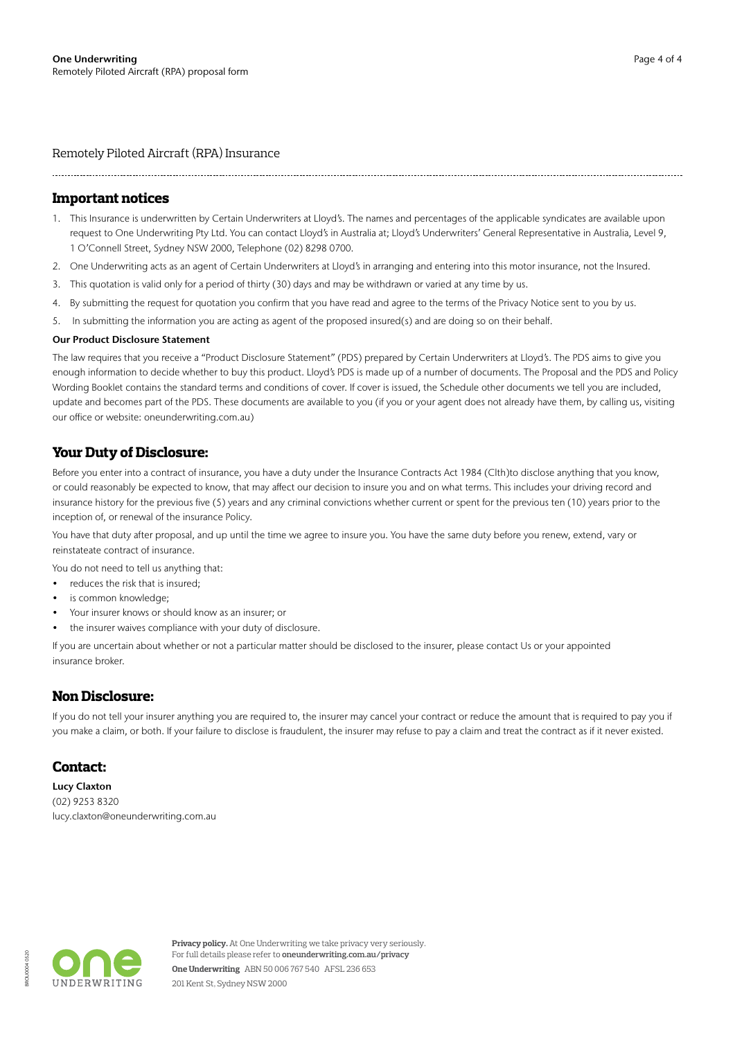Remotely Piloted Aircraft (RPA) Insurance

## Important notices

1. This Insurance is underwritten by Certain Underwriters at Lloyd's. The names and percentages of the applicable syndicates are available upon request to One Underwriting Pty Ltd. You can contact Lloyd's in Australia at; Lloyd's Underwriters' General Representative in Australia, Level 9, 1 O'Connell Street, Sydney NSW 2000, Telephone (02) 8298 0700.
2. One Underwriting acts as an agent of Certain Underwriters at Lloyd's in arranging and entering into this motor insurance, not the Insured.
3. This quotation is valid only for a period of thirty (30) days and may be withdrawn or varied at any time by us.
4. By submitting the request for quotation you confirm that you have read and agree to the terms of the Privacy Notice sent to you by us.
5. In submitting the information you are acting as agent of the proposed insured(s) and are doing so on their behalf.

**Our Product Disclosure Statement**

The law requires that you receive a "Product Disclosure Statement" (PDS) prepared by Certain Underwriters at Lloyd's. The PDS aims to give you enough information to decide whether to buy this product. Lloyd's PDS is made up of a number of documents. The Proposal and the PDS and Policy Wording Booklet contains the standard terms and conditions of cover. If cover is issued, the Schedule other documents we tell you are included, update and becomes part of the PDS. These documents are available to you (if you or your agent does not already have them, by calling us, visiting our office or website: oneunderwriting.com.au)

## Your Duty of Disclosure:

Before you enter into a contract of insurance, you have a duty under the Insurance Contracts Act 1984 (Clth)to disclose anything that you know, or could reasonably be expected to know, that may affect our decision to insure you and on what terms. This includes your driving record and insurance history for the previous five (5) years and any criminal convictions whether current or spent for the previous ten (10) years prior to the inception of, or renewal of the insurance Policy.

You have that duty after proposal, and up until the time we agree to insure you. You have the same duty before you renew, extend, vary or reinstateate contract of insurance.

You do not need to tell us anything that:

- reduces the risk that is insured;
- is common knowledge;
- Your insurer knows or should know as an insurer; or
- the insurer waives compliance with your duty of disclosure.

If you are uncertain about whether or not a particular matter should be disclosed to the insurer, please contact Us or your appointed insurance broker.

## Non Disclosure:

If you do not tell your insurer anything you are required to, the insurer may cancel your contract or reduce the amount that is required to pay you if you make a claim, or both. If your failure to disclose is fraudulent, the insurer may refuse to pay a claim and treat the contract as if it never existed.

## Contact:

**Lucy Claxton**
(02) 9253 8320
lucy.claxton@oneunderwriting.com.au

**Privacy policy.** At One Underwriting we take privacy very seriously. For full details please refer to **oneunderwriting.com.au/privacy**

**One Underwriting** ABN 50 006 767 540 AFSL 236 653
201 Kent St, Sydney NSW 2000